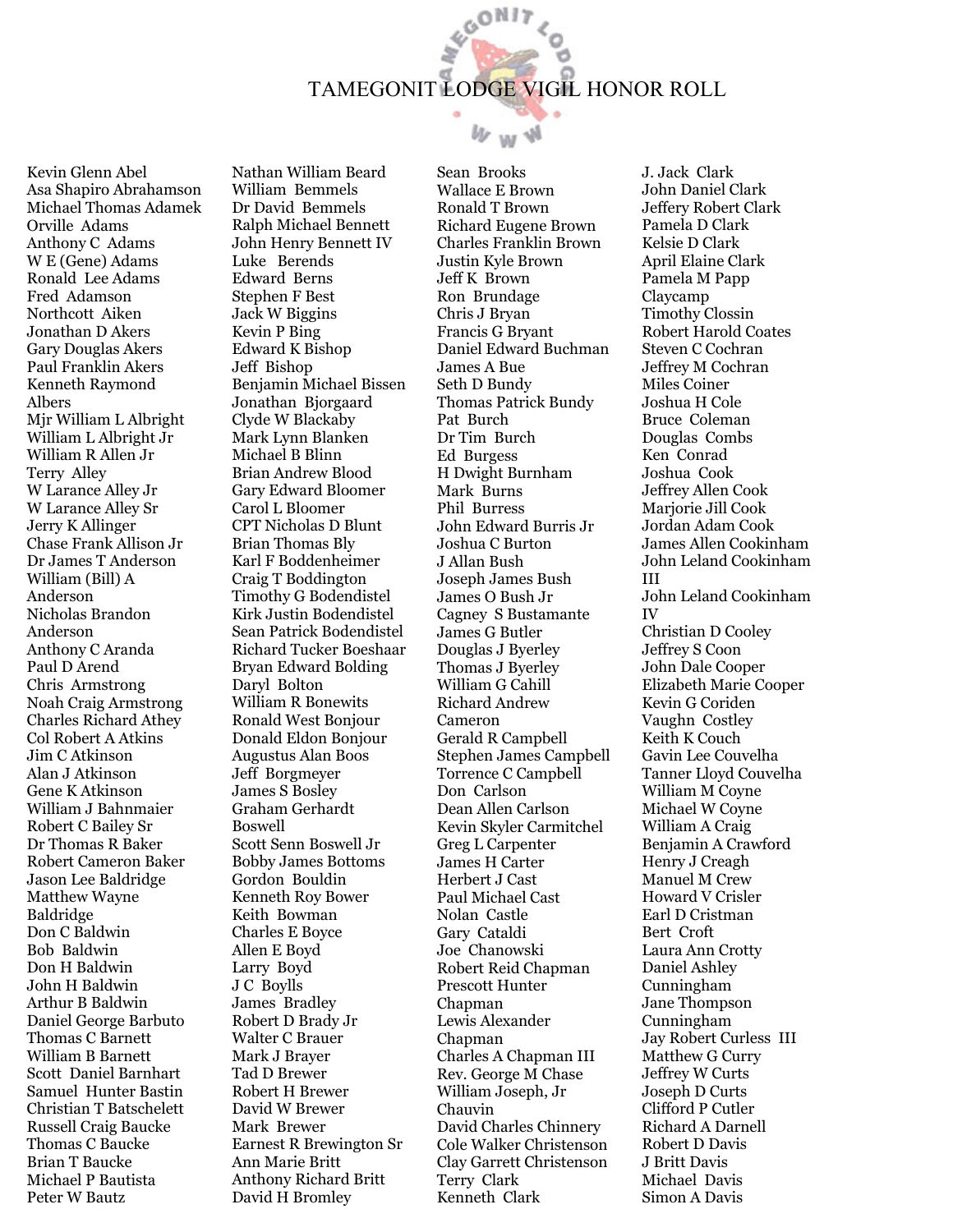# TAMEGONIT LODGE VIGIL HONOR ROLL

Kevin Glenn Abel
Asa Shapiro Abrahamson
Michael Thomas Adamek
Orville Adams
Anthony C Adams
W E (Gene) Adams
Ronald Lee Adams
Fred Adamson
Northcott Aiken
Jonathan D Akers
Gary Douglas Akers
Paul Franklin Akers
Kenneth Raymond Albers
Mjr William L Albright
William L Albright Jr
William R Allen Jr
Terry Alley
W Larance Alley Jr
W Larance Alley Sr
Jerry K Allinger
Chase Frank Allison Jr
Dr James T Anderson
William (Bill) A Anderson
Nicholas Brandon Anderson
Anthony C Aranda
Paul D Arend
Chris Armstrong
Noah Craig Armstrong
Charles Richard Athey
Col Robert A Atkins
Jim C Atkinson
Alan J Atkinson
Gene K Atkinson
William J Bahnmaier
Robert C Bailey Sr
Dr Thomas R Baker
Robert Cameron Baker
Jason Lee Baldridge
Matthew Wayne Baldridge
Don C Baldwin
Bob Baldwin
Don H Baldwin
John H Baldwin
Arthur B Baldwin
Daniel George Barbuto
Thomas C Barnett
William B Barnett
Scott Daniel Barnhart
Samuel Hunter Bastin
Christian T Batschelett
Russell Craig Baucke
Thomas C Baucke
Brian T Baucke
Michael P Bautista
Peter W Bautz
Nathan William Beard
William Bemmels
Dr David Bemmels
Ralph Michael Bennett
John Henry Bennett IV
Luke Berends
Edward Berns
Stephen F Best
Jack W Biggins
Kevin P Bing
Edward K Bishop
Jeff Bishop
Benjamin Michael Bissen
Jonathan Bjorgaard
Clyde W Blackaby
Mark Lynn Blanken
Michael B Blinn
Brian Andrew Blood
Gary Edward Bloomer
Carol L Bloomer
CPT Nicholas D Blunt
Brian Thomas Bly
Karl F Boddenheimer
Craig T Boddington
Timothy G Bodendistel
Kirk Justin Bodendistel
Sean Patrick Bodendistel
Richard Tucker Boeshaar
Bryan Edward Bolding
Daryl Bolton
William R Bonewits
Ronald West Bonjour
Donald Eldon Bonjour
Augustus Alan Boos
Jeff Borgmeyer
James S Bosley
Graham Gerhardt Boswell
Scott Senn Boswell Jr
Bobby James Bottoms
Gordon Bouldin
Kenneth Roy Bower
Keith Bowman
Charles E Boyce
Allen E Boyd
Larry Boyd
J C Boylls
James Bradley
Robert D Brady Jr
Walter C Brauer
Mark J Brayer
Tad D Brewer
Robert H Brewer
David W Brewer
Mark Brewer
Earnest R Brewington Sr
Ann Marie Britt
Anthony Richard Britt
David H Bromley
Sean Brooks
Wallace E Brown
Ronald T Brown
Richard Eugene Brown
Charles Franklin Brown
Justin Kyle Brown
Jeff K Brown
Ron Brundage
Chris J Bryan
Francis G Bryant
Daniel Edward Buchman
James A Bue
Seth D Bundy
Thomas Patrick Bundy
Pat Burch
Dr Tim Burch
Ed Burgess
H Dwight Burnham
Mark Burns
Phil Burress
John Edward Burris Jr
Joshua C Burton
J Allan Bush
Joseph James Bush
James O Bush Jr
Cagney S Bustamante
James G Butler
Douglas J Byerley
Thomas J Byerley
William G Cahill
Richard Andrew Cameron
Gerald R Campbell
Stephen James Campbell
Torrence C Campbell
Don Carlson
Dean Allen Carlson
Kevin Skyler Carmitchel
Greg L Carpenter
James H Carter
Herbert J Cast
Paul Michael Cast
Nolan Castle
Gary Cataldi
Joe Chanowski
Robert Reid Chapman
Prescott Hunter Chapman
Lewis Alexander Chapman
Charles A Chapman III
Rev. George M Chase
William Joseph, Jr Chauvin
David Charles Chinnery
Cole Walker Christenson
Clay Garrett Christenson
Terry Clark
Kenneth Clark
J. Jack Clark
John Daniel Clark
Jeffery Robert Clark
Pamela D Clark
Kelsie D Clark
April Elaine Clark
Pamela M Papp
Claycamp
Timothy Clossin
Robert Harold Coates
Steven C Cochran
Jeffrey M Cochran
Miles Coiner
Joshua H Cole
Bruce Coleman
Douglas Combs
Ken Conrad
Joshua Cook
Jeffrey Allen Cook
Marjorie Jill Cook
Jordan Adam Cook
James Allen Cookinham
John Leland Cookinham III
John Leland Cookinham IV
Christian D Cooley
Jeffrey S Coon
John Dale Cooper
Elizabeth Marie Cooper
Kevin G Coriden
Vaughn Costley
Keith K Couch
Gavin Lee Couvelha
Tanner Lloyd Couvelha
William M Coyne
Michael W Coyne
William A Craig
Benjamin A Crawford
Henry J Creagh
Manuel M Crew
Howard V Crisler
Earl D Cristman
Bert Croft
Laura Ann Crotty
Daniel Ashley Cunningham
Jane Thompson Cunningham
Jay Robert Curless III
Matthew G Curry
Jeffrey W Curts
Joseph D Curts
Clifford P Cutler
Richard A Darnell
Robert D Davis
J Britt Davis
Michael Davis
Simon A Davis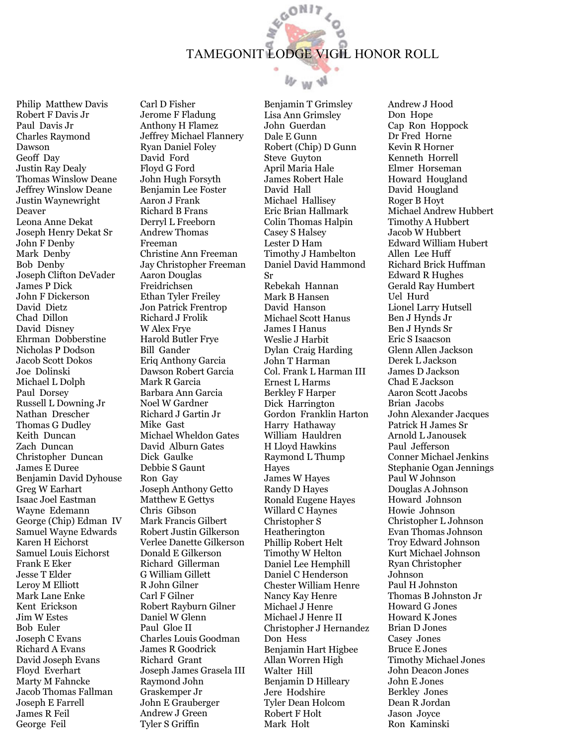# TAMEGONIT LODGE VIGIL HONOR ROLL

Philip Matthew Davis
Robert F Davis Jr
Paul Davis Jr
Charles Raymond Dawson
Geoff Day
Justin Ray Dealy
Thomas Winslow Deane
Jeffrey Winslow Deane
Justin Waynewright Deaver
Leona Anne Dekat
Joseph Henry Dekat Sr
John F Denby
Mark Denby
Bob Denby
Joseph Clifton DeVader
James P Dick
John F Dickerson
David Dietz
Chad Dillon
David Disney
Ehrman Dobberstine
Nicholas P Dodson
Jacob Scott Dokos
Joe Dolinski
Michael L Dolph
Paul Dorsey
Russell L Downing Jr
Nathan Drescher
Thomas G Dudley
Keith Duncan
Zach Duncan
Christopher Duncan
James E Duree
Benjamin David Dyhouse
Greg W Earhart
Isaac Joel Eastman
Wayne Edemann
George (Chip) Edman IV
Samuel Wayne Edwards
Karen H Eichorst
Samuel Louis Eichorst
Frank E Eker
Jesse T Elder
Leroy M Elliott
Mark Lane Enke
Kent Erickson
Jim W Estes
Bob Euler
Joseph C Evans
Richard A Evans
David Joseph Evans
Floyd Everhart
Marty M Fahncke
Jacob Thomas Fallman
Joseph E Farrell
James R Feil
George Feil
Carl D Fisher
Jerome F Fladung
Anthony H Flamez
Jeffrey Michael Flannery
Ryan Daniel Foley
David Ford
Floyd G Ford
John Hugh Forsyth
Benjamin Lee Foster
Aaron J Frank
Richard B Frans
Derryl L Freeborn
Andrew Thomas Freeman
Christine Ann Freeman
Jay Christopher Freeman
Aaron Douglas Freidrichsen
Ethan Tyler Freiley
Jon Patrick Frentrop
Richard J Frolik
W Alex Frye
Harold Butler Frye
Bill Gander
Eriq Anthony Garcia
Dawson Robert Garcia
Mark R Garcia
Barbara Ann Garcia
Noel W Gardner
Richard J Gartin Jr
Mike Gast
Michael Wheldon Gates
David Alburn Gates
Dick Gaulke
Debbie S Gaunt
Ron Gay
Joseph Anthony Getto
Matthew E Gettys
Chris Gibson
Mark Francis Gilbert
Robert Justin Gilkerson
Verlee Danette Gilkerson
Donald E Gilkerson
Richard Gillerman
G William Gillett
R John Gilner
Carl F Gilner
Robert Rayburn Gilner
Daniel W Glenn
Paul Gloe II
Charles Louis Goodman
James R Goodrick
Richard Grant
Joseph James Grasela III
Raymond John Graskemper Jr
John E Grauberger
Andrew J Green
Tyler S Griffin
Benjamin T Grimsley
Lisa Ann Grimsley
John Guerdan
Dale E Gunn
Robert (Chip) D Gunn
Steve Guyton
April Maria Hale
James Robert Hale
David Hall
Michael Hallisey
Eric Brian Hallmark
Colin Thomas Halpin
Casey S Halsey
Lester D Ham
Timothy J Hambelton
Daniel David Hammond Sr
Rebekah Hannan
Mark B Hansen
David Hanson
Michael Scott Hanus
James I Hanus
Weslie J Harbit
Dylan Craig Harding
John T Harman
Col. Frank L Harman III
Ernest L Harms
Berkley F Harper
Dick Harrington
Gordon Franklin Harton
Harry Hathaway
William Hauldren
H Lloyd Hawkins
Raymond L Thump Hayes
James W Hayes
Randy D Hayes
Ronald Eugene Hayes
Willard C Haynes
Christopher S Heatherington
Phillip Robert Helt
Timothy W Helton
Daniel Lee Hemphill
Daniel C Henderson
Chester William Henre
Nancy Kay Henre
Michael J Henre
Michael J Henre II
Christopher J Hernandez
Don Hess
Benjamin Hart Higbee
Allan Worren High
Walter Hill
Benjamin D Hilleary
Jere Hodshire
Tyler Dean Holcom
Robert F Holt
Mark Holt
Andrew J Hood
Don Hope
Cap Ron Hoppock
Dr Fred Horne
Kevin R Horner
Kenneth Horrell
Elmer Horseman
Howard Hougland
David Hougland
Roger B Hoyt
Michael Andrew Hubbert
Timothy A Hubbert
Jacob W Hubbert
Edward William Hubert
Allen Lee Huff
Richard Brick Huffman
Edward R Hughes
Gerald Ray Humbert
Uel Hurd
Lionel Larry Hutsell
Ben J Hynds Jr
Ben J Hynds Sr
Eric S Isaacson
Glenn Allen Jackson
Derek L Jackson
James D Jackson
Chad E Jackson
Aaron Scott Jacobs
Brian Jacobs
John Alexander Jacques
Patrick H James Sr
Arnold L Janousek
Paul Jefferson
Conner Michael Jenkins
Stephanie Ogan Jennings
Paul W Johnson
Douglas A Johnson
Howard Johnson
Howie Johnson
Christopher L Johnson
Evan Thomas Johnson
Troy Edward Johnson
Kurt Michael Johnson
Ryan Christopher Johnson
Paul H Johnston
Thomas B Johnston Jr
Howard G Jones
Howard K Jones
Brian D Jones
Casey Jones
Bruce E Jones
Timothy Michael Jones
John Deacon Jones
John E Jones
Berkley Jones
Dean R Jordan
Jason Joyce
Ron Kaminski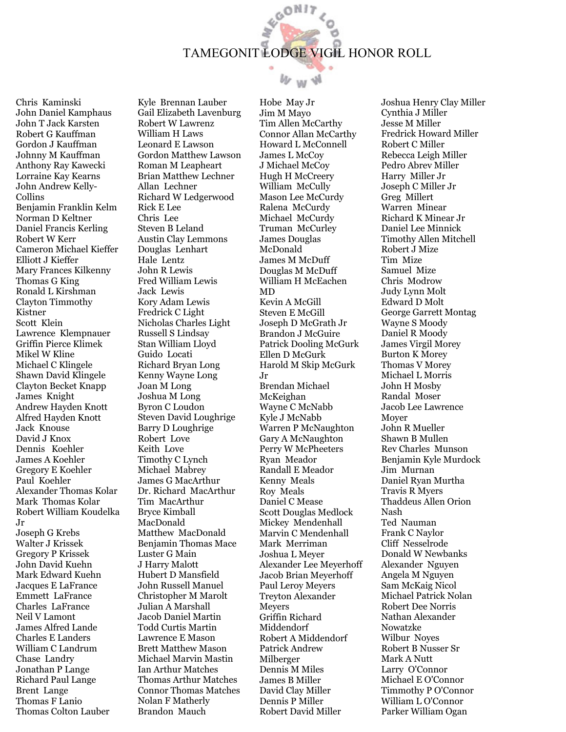# TAMEGONIT LODGE VIGIL HONOR ROLL

Chris Kaminski
John Daniel Kamphaus
John T Jack Karsten
Robert G Kauffman
Gordon J Kauffman
Johnny M Kauffman
Anthony Ray Kawecki
Lorraine Kay Kearns
John Andrew Kelly-Collins
Benjamin Franklin Kelm
Norman D Keltner
Daniel Francis Kerling
Robert W Kerr
Cameron Michael Kieffer
Elliott J Kieffer
Mary Frances Kilkenny
Thomas G King
Ronald L Kirshman
Clayton Timmothy Kistner
Scott Klein
Lawrence Klempnauer
Griffin Pierce Klimek
Mikel W Kline
Michael C Klingele
Shawn David Klingele
Clayton Becket Knapp
James Knight
Andrew Hayden Knott
Alfred Hayden Knott
Jack Knouse
David J Knox
Dennis Koehler
James A Koehler
Gregory E Koehler
Paul Koehler
Alexander Thomas Kolar
Mark Thomas Kolar
Robert William Koudelka Jr
Joseph G Krebs
Walter J Krissek
Gregory P Krissek
John David Kuehn
Mark Edward Kuehn
Jacques E LaFrance
Emmett LaFrance
Charles LaFrance
Neil V Lamont
James Alfred Lande
Charles E Landers
William C Landrum
Chase Landry
Jonathan P Lange
Richard Paul Lange
Brent Lange
Thomas F Lanio
Thomas Colton Lauber
Kyle Brennan Lauber
Gail Elizabeth Lavenburg
Robert W Lawrenz
William H Laws
Leonard E Lawson
Gordon Matthew Lawson
Roman M Leapheart
Brian Matthew Lechner
Allan Lechner
Richard W Ledgerwood
Rick E Lee
Chris Lee
Steven B Leland
Austin Clay Lemmons
Douglas Lenhart
Hale Lentz
John R Lewis
Fred William Lewis
Jack Lewis
Kory Adam Lewis
Fredrick C Light
Nicholas Charles Light
Russell S Lindsay
Stan William Lloyd
Guido Locati
Richard Bryan Long
Kenny Wayne Long
Joan M Long
Joshua M Long
Byron C Loudon
Steven David Loughrige
Barry D Loughrige
Robert Love
Keith Love
Timothy C Lynch
Michael Mabrey
James G MacArthur
Dr. Richard MacArthur
Tim MacArthur
Bryce Kimball MacDonald
Matthew MacDonald
Benjamin Thomas Mace
Luster G Main
J Harry Malott
Hubert D Mansfield
John Russell Manuel
Christopher M Marolt
Julian A Marshall
Jacob Daniel Martin
Todd Curtis Martin
Lawrence E Mason
Brett Matthew Mason
Michael Marvin Mastin
Ian Arthur Matches
Thomas Arthur Matches
Connor Thomas Matches
Nolan F Matherly
Brandon Mauch
Hobe May Jr
Jim M Mayo
Tim Allen McCarthy
Connor Allan McCarthy
Howard L McConnell
James L McCoy
J Michael McCoy
Hugh H McCreery
William McCully
Mason Lee McCurdy
Ralena McCurdy
Michael McCurdy
Truman McCurley
James Douglas McDonald
James M McDuff
Douglas M McDuff
William H McEachen MD
Kevin A McGill
Steven E McGill
Joseph D McGrath Jr
Brandon J McGuire
Patrick Dooling McGurk
Ellen D McGurk
Harold M Skip McGurk Jr
Brendan Michael McKeighan
Wayne C McNabb
Kyle J McNabb
Warren P McNaughton
Gary A McNaughton
Perry W McPheeters
Ryan Meador
Randall E Meador
Kenny Meals
Roy Meals
Daniel C Mease
Scott Douglas Medlock
Mickey Mendenhall
Marvin C Mendenhall
Mark Merriman
Joshua L Meyer
Alexander Lee Meyerhoff
Jacob Brian Meyerhoff
Paul Leroy Meyers
Treyton Alexander Meyers
Griffin Richard Middendorf
Robert A Middendorf
Patrick Andrew Milberger
Dennis M Miles
James B Miller
David Clay Miller
Dennis P Miller
Robert David Miller
Joshua Henry Clay Miller
Cynthia J Miller
Jesse M Miller
Fredrick Howard Miller
Robert C Miller
Rebecca Leigh Miller
Pedro Abrev Miller
Harry Miller Jr
Joseph C Miller Jr
Greg Millert
Warren Minear
Richard K Minear Jr
Daniel Lee Minnick
Timothy Allen Mitchell
Robert J Mize
Tim Mize
Samuel Mize
Chris Modrow
Judy Lynn Molt
Edward D Molt
George Garrett Montag
Wayne S Moody
Daniel R Moody
James Virgil Morey
Burton K Morey
Thomas V Morey
Michael L Morris
John H Mosby
Randal Moser
Jacob Lee Lawrence Moyer
John R Mueller
Shawn B Mullen
Rev Charles Munson
Benjamin Kyle Murdock
Jim Murnan
Daniel Ryan Murtha
Travis R Myers
Thaddeus Allen Orion Nash
Ted Nauman
Frank C Naylor
Cliff Nesselrode
Donald W Newbanks
Alexander Nguyen
Angela M Nguyen
Sam McKaig Nicol
Michael Patrick Nolan
Robert Dee Norris
Nathan Alexander Nowatzke
Wilbur Noyes
Robert B Nusser Sr
Mark A Nutt
Larry O'Connor
Michael E O'Connor
Timmothy P O'Connor
William L O'Connor
Parker William Ogan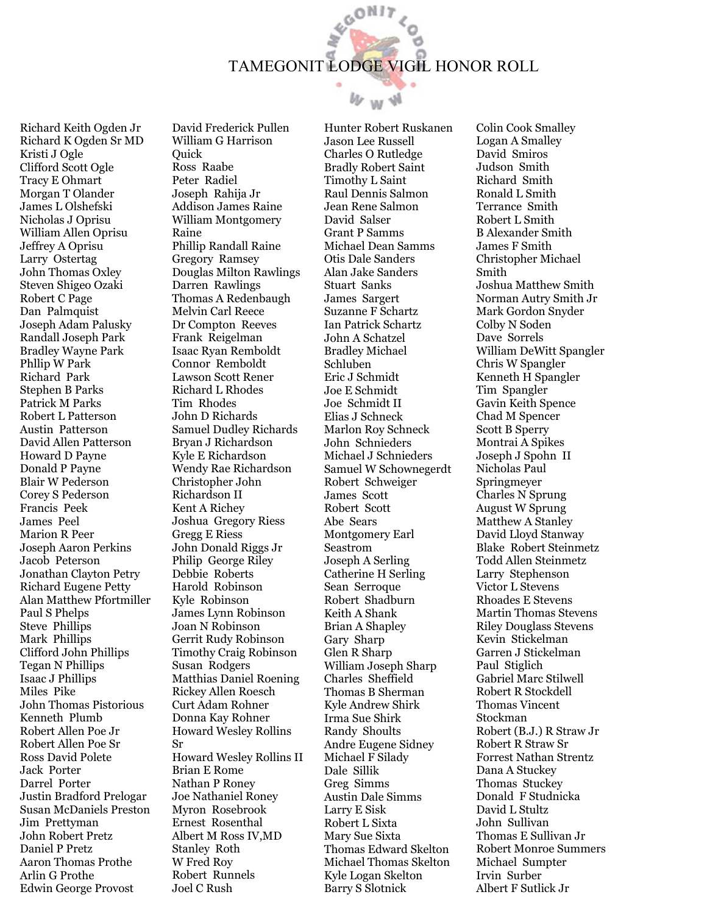# TAMEGONIT LODGE VIGIL HONOR ROLL

Richard Keith Ogden Jr
Richard K Ogden Sr MD
Kristi J Ogle
Clifford Scott Ogle
Tracy E Ohmart
Morgan T Olander
James L Olshefski
Nicholas J Oprisu
William Allen Oprisu
Jeffrey A Oprisu
Larry Ostertag
John Thomas Oxley
Steven Shigeo Ozaki
Robert C Page
Dan Palmquist
Joseph Adam Palusky
Randall Joseph Park
Bradley Wayne Park
Phllip W Park
Richard Park
Stephen B Parks
Patrick M Parks
Robert L Patterson
Austin Patterson
David Allen Patterson
Howard D Payne
Donald P Payne
Blair W Pederson
Corey S Pederson
Francis Peek
James Peel
Marion R Peer
Joseph Aaron Perkins
Jacob Peterson
Jonathan Clayton Petry
Richard Eugene Petty
Alan Matthew Pfortmiller
Paul S Phelps
Steve Phillips
Mark Phillips
Clifford John Phillips
Tegan N Phillips
Isaac J Phillips
Miles Pike
John Thomas Pistorious
Kenneth Plumb
Robert Allen Poe Jr
Robert Allen Poe Sr
Ross David Polete
Jack Porter
Darrel Porter
Justin Bradford Prelogar
Susan McDaniels Preston
Jim Prettyman
John Robert Pretz
Daniel P Pretz
Aaron Thomas Prothe
Arlin G Prothe
Edwin George Provost
David Frederick Pullen
William G Harrison Quick
Ross Raabe
Peter Radiel
Joseph Rahija Jr
Addison James Raine
William Montgomery Raine
Phillip Randall Raine
Gregory Ramsey
Douglas Milton Rawlings
Darren Rawlings
Thomas A Redenbaugh
Melvin Carl Reece
Dr Compton Reeves
Frank Reigelman
Isaac Ryan Remboldt
Connor Remboldt
Lawson Scott Rener
Richard L Rhodes
Tim Rhodes
John D Richards
Samuel Dudley Richards
Bryan J Richardson
Kyle E Richardson
Wendy Rae Richardson
Christopher John Richardson II
Kent A Richey
Joshua Gregory Riess
Gregg E Riess
John Donald Riggs Jr
Philip George Riley
Debbie Roberts
Harold Robinson
Kyle Robinson
James Lynn Robinson
Joan N Robinson
Gerrit Rudy Robinson
Timothy Craig Robinson
Susan Rodgers
Matthias Daniel Roening
Rickey Allen Roesch
Curt Adam Rohner
Donna Kay Rohner
Howard Wesley Rollins Sr
Howard Wesley Rollins II
Brian E Rome
Nathan P Roney
Joe Nathaniel Roney
Myron Rosebrook
Ernest Rosenthal
Albert M Ross IV,MD
Stanley Roth
W Fred Roy
Robert Runnels
Joel C Rush
Hunter Robert Ruskanen
Jason Lee Russell
Charles O Rutledge
Bradly Robert Saint
Timothy L Saint
Raul Dennis Salmon
Jean Rene Salmon
David Salser
Grant P Samms
Michael Dean Samms
Otis Dale Sanders
Alan Jake Sanders
Stuart Sanks
James Sargert
Suzanne F Schartz
Ian Patrick Schartz
John A Schatzel
Bradley Michael Schluben
Eric J Schmidt
Joe E Schmidt
Joe Schmidt II
Elias J Schneck
Marlon Roy Schneck
John Schnieders
Michael J Schnieders
Samuel W Schownegerdt
Robert Schweiger
James Scott
Robert Scott
Abe Sears
Montgomery Earl Seastrom
Joseph A Serling
Catherine H Serling
Sean Serroque
Robert Shadburn
Keith A Shank
Brian A Shapley
Gary Sharp
Glen R Sharp
William Joseph Sharp
Charles Sheffield
Thomas B Sherman
Kyle Andrew Shirk
Irma Sue Shirk
Randy Shoults
Andre Eugene Sidney
Michael F Silady
Dale Sillik
Greg Simms
Austin Dale Simms
Larry E Sisk
Robert L Sixta
Mary Sue Sixta
Thomas Edward Skelton
Michael Thomas Skelton
Kyle Logan Skelton
Barry S Slotnick
Colin Cook Smalley
Logan A Smalley
David Smiros
Judson Smith
Richard Smith
Ronald L Smith
Terrance Smith
Robert L Smith
B Alexander Smith
James F Smith
Christopher Michael Smith
Joshua Matthew Smith
Norman Autry Smith Jr
Mark Gordon Snyder
Colby N Soden
Dave Sorrels
William DeWitt Spangler
Chris W Spangler
Kenneth H Spangler
Tim Spangler
Gavin Keith Spence
Chad M Spencer
Scott B Sperry
Montrai A Spikes
Joseph J Spohn II
Nicholas Paul Springmeyer
Charles N Sprung
August W Sprung
Matthew A Stanley
David Lloyd Stanway
Blake Robert Steinmetz
Todd Allen Steinmetz
Larry Stephenson
Victor L Stevens
Rhoades E Stevens
Martin Thomas Stevens
Riley Douglass Stevens
Kevin Stickelman
Garren J Stickelman
Paul Stiglich
Gabriel Marc Stilwell
Robert R Stockdell
Thomas Vincent Stockman
Robert (B.J.) R Straw Jr
Robert R Straw Sr
Forrest Nathan Strentz
Dana A Stuckey
Thomas Stuckey
Donald F Studnicka
David L Stultz
John Sullivan
Thomas E Sullivan Jr
Robert Monroe Summers
Michael Sumpter
Irvin Surber
Albert F Sutlick Jr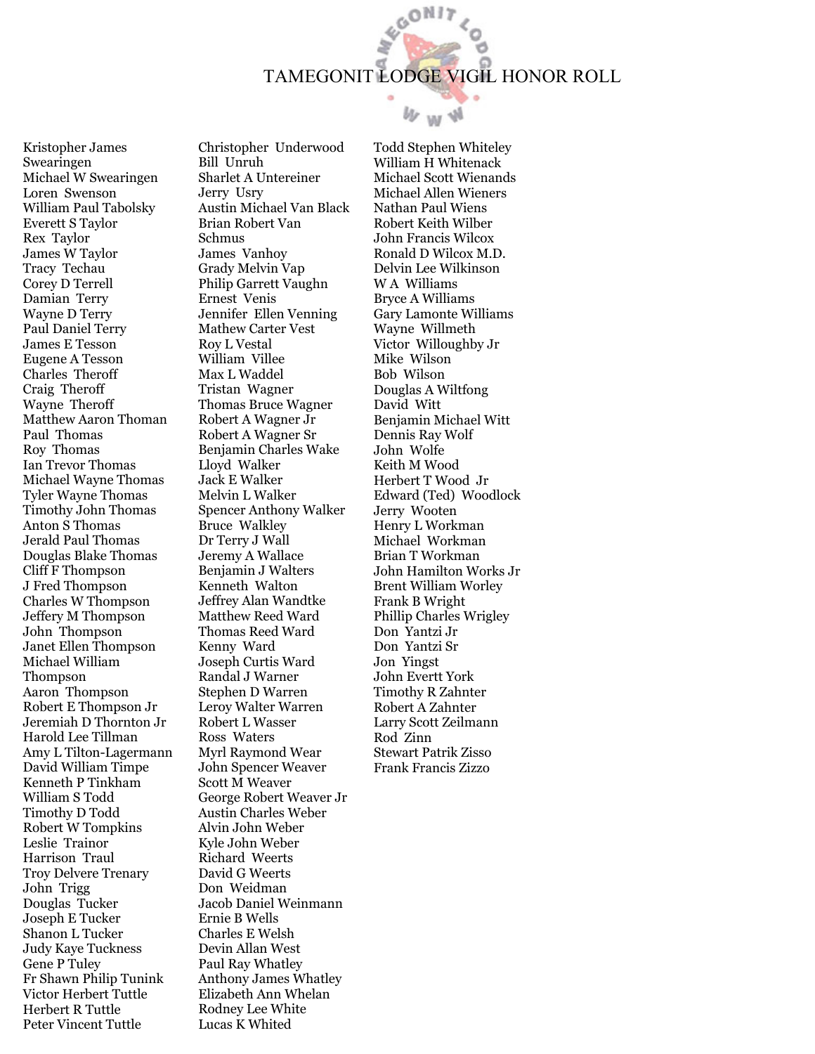# TAMEGONIT LODGE VIGIL HONOR ROLL

Kristopher James Swearingen
Michael W Swearingen
Loren Swenson
William Paul Tabolsky
Everett S Taylor
Rex Taylor
James W Taylor
Tracy Techau
Corey D Terrell
Damian Terry
Wayne D Terry
Paul Daniel Terry
James E Tesson
Eugene A Tesson
Charles Theroff
Craig Theroff
Wayne Theroff
Matthew Aaron Thoman
Paul Thomas
Roy Thomas
Ian Trevor Thomas
Michael Wayne Thomas
Tyler Wayne Thomas
Timothy John Thomas
Anton S Thomas
Jerald Paul Thomas
Douglas Blake Thomas
Cliff F Thompson
J Fred Thompson
Charles W Thompson
Jeffery M Thompson
John Thompson
Janet Ellen Thompson
Michael William Thompson
Aaron Thompson
Robert E Thompson Jr
Jeremiah D Thornton Jr
Harold Lee Tillman
Amy L Tilton-Lagermann
David William Timpe
Kenneth P Tinkham
William S Todd
Timothy D Todd
Robert W Tompkins
Leslie Trainor
Harrison Traul
Troy Delvere Trenary
John Trigg
Douglas Tucker
Joseph E Tucker
Shanon L Tucker
Judy Kaye Tuckness
Gene P Tuley
Fr Shawn Philip Tunink
Victor Herbert Tuttle
Herbert R Tuttle
Peter Vincent Tuttle
Christopher Underwood
Bill Unruh
Sharlet A Untereiner
Jerry Usry
Austin Michael Van Black
Brian Robert Van Schmus
James Vanhoy
Grady Melvin Vap
Philip Garrett Vaughn
Ernest Venis
Jennifer Ellen Venning
Mathew Carter Vest
Roy L Vestal
William Villee
Max L Waddel
Tristan Wagner
Thomas Bruce Wagner
Robert A Wagner Jr
Robert A Wagner Sr
Benjamin Charles Wake
Lloyd Walker
Jack E Walker
Melvin L Walker
Spencer Anthony Walker
Bruce Walkley
Dr Terry J Wall
Jeremy A Wallace
Benjamin J Walters
Kenneth Walton
Jeffrey Alan Wandtke
Matthew Reed Ward
Thomas Reed Ward
Kenny Ward
Joseph Curtis Ward
Randal J Warner
Stephen D Warren
Leroy Walter Warren
Robert L Wasser
Ross Waters
Myrl Raymond Wear
John Spencer Weaver
Scott M Weaver
George Robert Weaver Jr
Austin Charles Weber
Alvin John Weber
Kyle John Weber
Richard Weerts
David G Weerts
Don Weidman
Jacob Daniel Weinmann
Ernie B Wells
Charles E Welsh
Devin Allan West
Paul Ray Whatley
Anthony James Whatley
Elizabeth Ann Whelan
Rodney Lee White
Lucas K Whited
Todd Stephen Whiteley
William H Whitenack
Michael Scott Wienands
Michael Allen Wieners
Nathan Paul Wiens
Robert Keith Wilber
John Francis Wilcox
Ronald D Wilcox M.D.
Delvin Lee Wilkinson
W A Williams
Bryce A Williams
Gary Lamonte Williams
Wayne Willmeth
Victor Willoughby Jr
Mike Wilson
Bob Wilson
Douglas A Wiltfong
David Witt
Benjamin Michael Witt
Dennis Ray Wolf
John Wolfe
Keith M Wood
Herbert T Wood Jr
Edward (Ted) Woodlock
Jerry Wooten
Henry L Workman
Michael Workman
Brian T Workman
John Hamilton Works Jr
Brent William Worley
Frank B Wright
Phillip Charles Wrigley
Don Yantzi Jr
Don Yantzi Sr
Jon Yingst
John Evertt York
Timothy R Zahnter
Robert A Zahnter
Larry Scott Zeilmann
Rod Zinn
Stewart Patrik Zisso
Frank Francis Zizzo